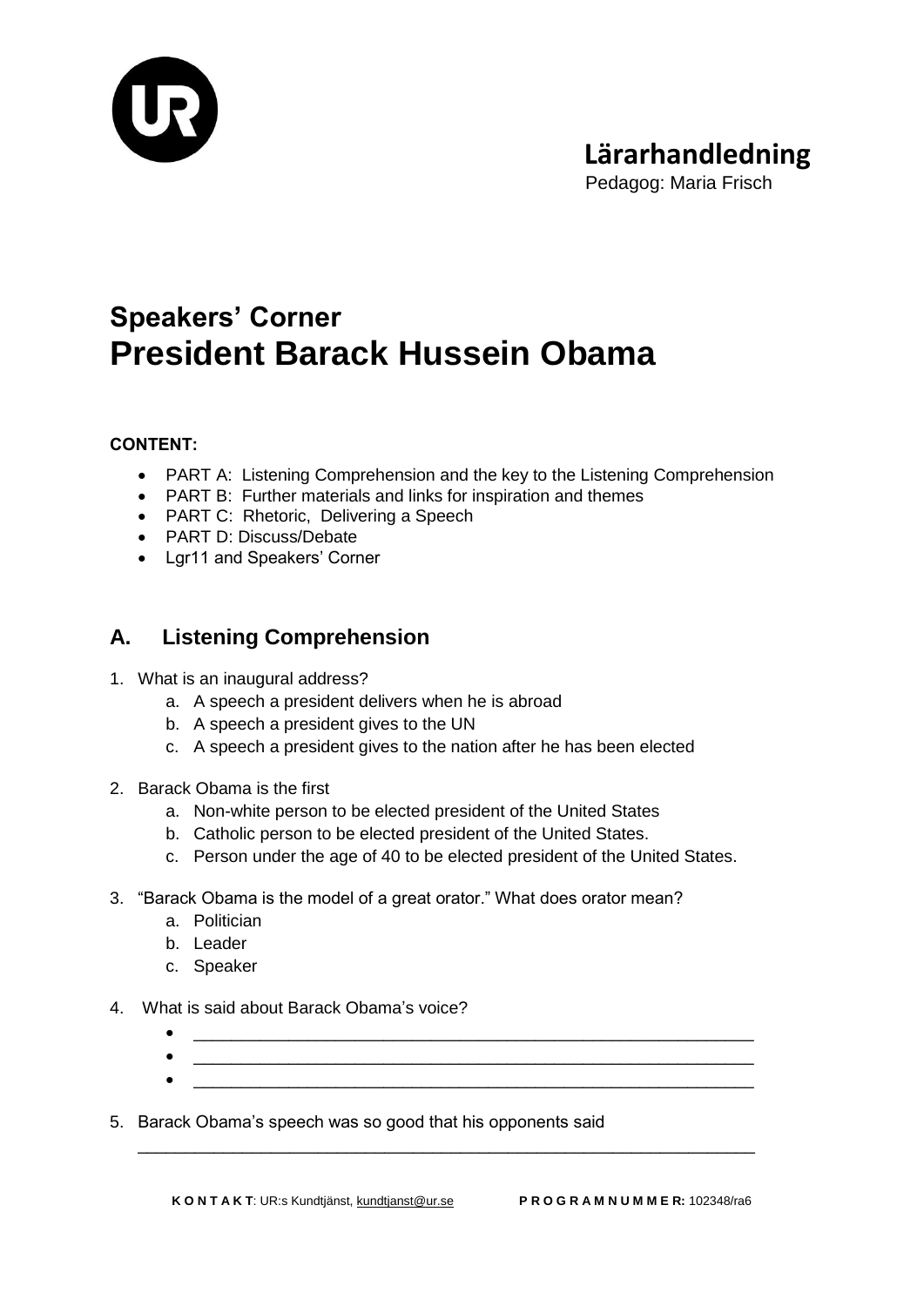# Lärarhandledning

Pedagog: Maria Frisch

# Speakers' Corner
# President Barack Hussein Obama

**CONTENT:**

- PART A: Listening Comprehension and the key to the Listening Comprehension
- PART B: Further materials and links for inspiration and themes
- PART C: Rhetoric, Delivering a Speech
- PART D: Discuss/Debate
- Lgr11 and Speakers' Corner

## A. Listening Comprehension

1. What is an inaugural address?
   a. A speech a president delivers when he is abroad
   b. A speech a president gives to the UN
   c. A speech a president gives to the nation after he has been elected

2. Barack Obama is the first
   a. Non-white person to be elected president of the United States
   b. Catholic person to be elected president of the United States.
   c. Person under the age of 40 to be elected president of the United States.

3. "Barack Obama is the model of a great orator." What does orator mean?
   a. Politician
   b. Leader
   c. Speaker

4. What is said about Barack Obama's voice?
   - ____________________________________________________________
   - ____________________________________________________________
   - ____________________________________________________________

5. Barack Obama's speech was so good that his opponents said

   ________________________________________________________________

**K O N T A K T**: UR:s Kundtjänst, kundtjanst@ur.se **P R O G R A M N U M M E R:** 102348/ra6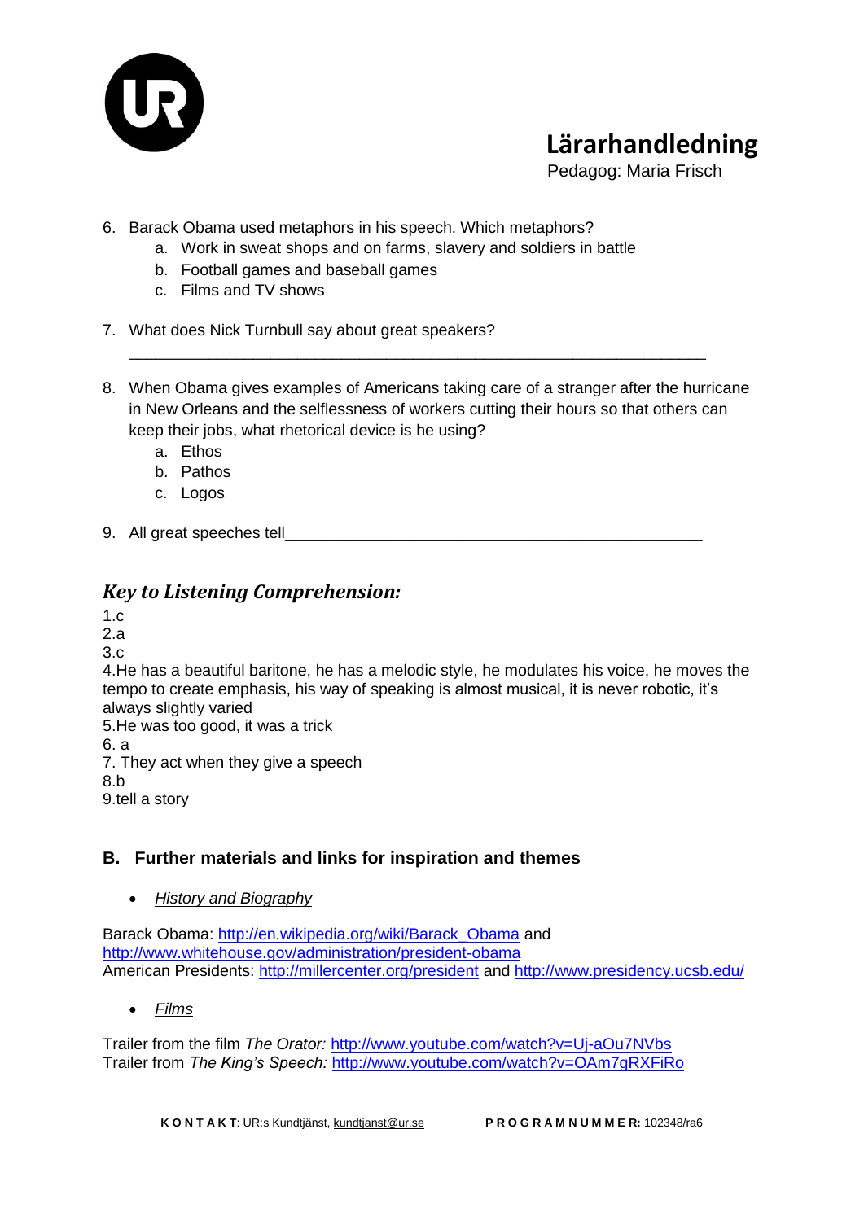6. Barack Obama used metaphors in his speech. Which metaphors?
   a. Work in sweat shops and on farms, slavery and soldiers in battle
   b. Football games and baseball games
   c. Films and TV shows

7. What does Nick Turnbull say about great speakers?

   ___________________________________________________________________

8. When Obama gives examples of Americans taking care of a stranger after the hurricane in New Orleans and the selflessness of workers cutting their hours so that others can keep their jobs, what rhetorical device is he using?
   a. Ethos
   b. Pathos
   c. Logos

9. All great speeches tell_______________________________________________

## *Key to Listening Comprehension:*

1.c
2.a
3.c
4.He has a beautiful baritone, he has a melodic style, he modulates his voice, he moves the tempo to create emphasis, his way of speaking is almost musical, it is never robotic, it's always slightly varied
5.He was too good, it was a trick
6. a
7. They act when they give a speech
8.b
9.tell a story

### B. Further materials and links for inspiration and themes

- *History and Biography*

Barack Obama: http://en.wikipedia.org/wiki/Barack_Obama and http://www.whitehouse.gov/administration/president-obama
American Presidents: http://millercenter.org/president and http://www.presidency.ucsb.edu/

- *Films*

Trailer from the film *The Orator:* http://www.youtube.com/watch?v=Uj-aOu7NVbs
Trailer from *The King's Speech:* http://www.youtube.com/watch?v=OAm7gRXFiRo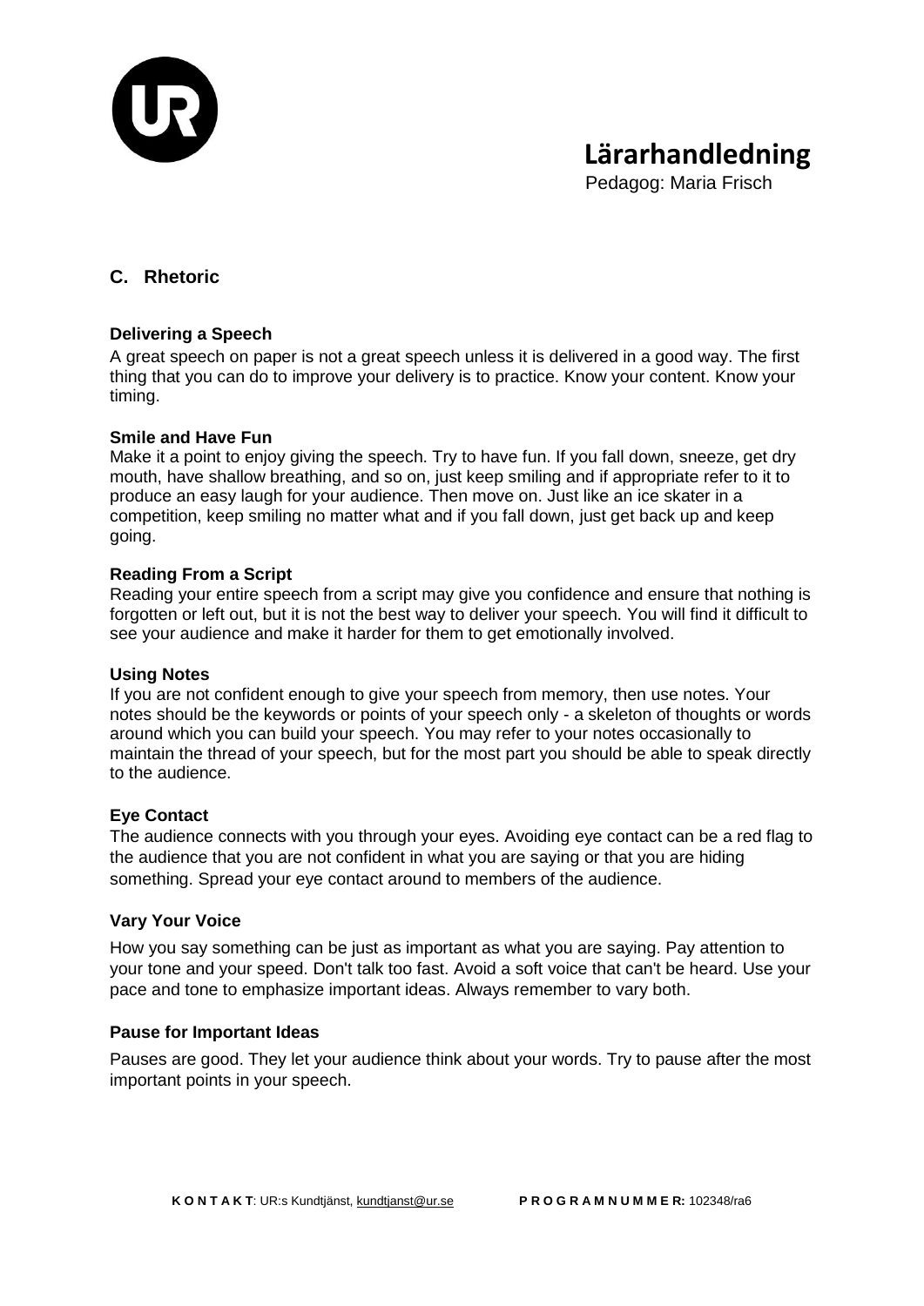## C. Rhetoric

### Delivering a Speech

A great speech on paper is not a great speech unless it is delivered in a good way. The first thing that you can do to improve your delivery is to practice. Know your content. Know your timing.

### Smile and Have Fun

Make it a point to enjoy giving the speech. Try to have fun. If you fall down, sneeze, get dry mouth, have shallow breathing, and so on, just keep smiling and if appropriate refer to it to produce an easy laugh for your audience. Then move on. Just like an ice skater in a competition, keep smiling no matter what and if you fall down, just get back up and keep going.

### Reading From a Script

Reading your entire speech from a script may give you confidence and ensure that nothing is forgotten or left out, but it is not the best way to deliver your speech. You will find it difficult to see your audience and make it harder for them to get emotionally involved.

### Using Notes

If you are not confident enough to give your speech from memory, then use notes. Your notes should be the keywords or points of your speech only - a skeleton of thoughts or words around which you can build your speech. You may refer to your notes occasionally to maintain the thread of your speech, but for the most part you should be able to speak directly to the audience.

### Eye Contact

The audience connects with you through your eyes. Avoiding eye contact can be a red flag to the audience that you are not confident in what you are saying or that you are hiding something. Spread your eye contact around to members of the audience.

### Vary Your Voice

How you say something can be just as important as what you are saying. Pay attention to your tone and your speed. Don't talk too fast. Avoid a soft voice that can't be heard. Use your pace and tone to emphasize important ideas. Always remember to vary both.

### Pause for Important Ideas

Pauses are good. They let your audience think about your words. Try to pause after the most important points in your speech.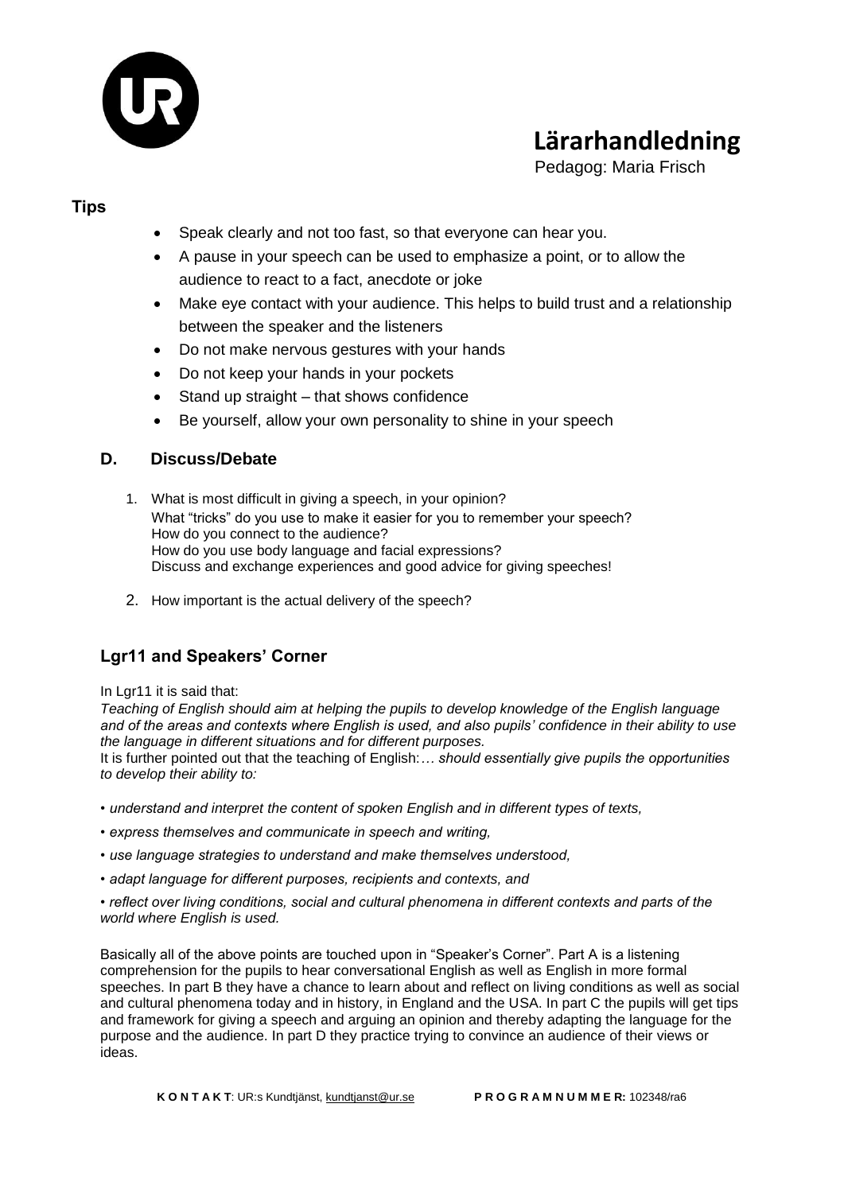## Tips

- Speak clearly and not too fast, so that everyone can hear you.
- A pause in your speech can be used to emphasize a point, or to allow the audience to react to a fact, anecdote or joke
- Make eye contact with your audience. This helps to build trust and a relationship between the speaker and the listeners
- Do not make nervous gestures with your hands
- Do not keep your hands in your pockets
- Stand up straight – that shows confidence
- Be yourself, allow your own personality to shine in your speech

## D. Discuss/Debate

1. What is most difficult in giving a speech, in your opinion?
   What "tricks" do you use to make it easier for you to remember your speech?
   How do you connect to the audience?
   How do you use body language and facial expressions?
   Discuss and exchange experiences and good advice for giving speeches!

2. How important is the actual delivery of the speech?

## Lgr11 and Speakers' Corner

In Lgr11 it is said that:
*Teaching of English should aim at helping the pupils to develop knowledge of the English language and of the areas and contexts where English is used, and also pupils' confidence in their ability to use the language in different situations and for different purposes.*
It is further pointed out that the teaching of English:*… should essentially give pupils the opportunities to develop their ability to:*

- *understand and interpret the content of spoken English and in different types of texts,*
- *express themselves and communicate in speech and writing,*
- *use language strategies to understand and make themselves understood,*
- *adapt language for different purposes, recipients and contexts, and*
- *reflect over living conditions, social and cultural phenomena in different contexts and parts of the world where English is used.*

Basically all of the above points are touched upon in "Speaker's Corner". Part A is a listening comprehension for the pupils to hear conversational English as well as English in more formal speeches. In part B they have a chance to learn about and reflect on living conditions as well as social and cultural phenomena today and in history, in England and the USA. In part C the pupils will get tips and framework for giving a speech and arguing an opinion and thereby adapting the language for the purpose and the audience. In part D they practice trying to convince an audience of their views or ideas.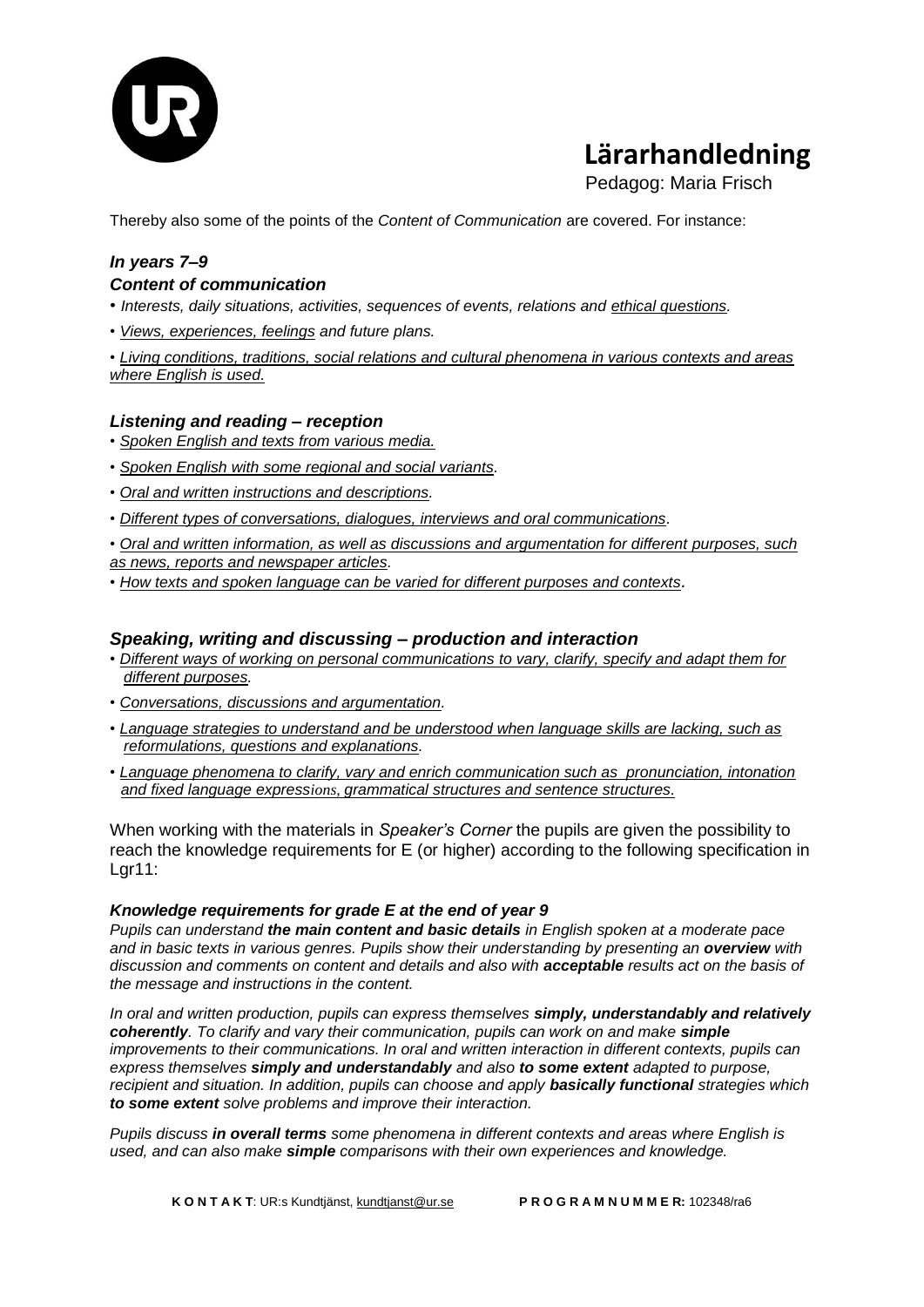Thereby also some of the points of the *Content of Communication* are covered. For instance:

### *In years 7–9*

### *Content of communication*

- *Interests, daily situations, activities, sequences of events, relations and <u>ethical questions</u>.*
- *<u>Views, experiences, feelings</u> and future plans.*
- *<u>Living conditions, traditions, social relations and cultural phenomena in various contexts and areas where English is used.</u>*

### *Listening and reading – reception*

- *<u>Spoken English and texts from various media.</u>*
- *<u>Spoken English with some regional and social variants</u>.*
- *<u>Oral and written instructions and descriptions</u>.*
- *<u>Different types of conversations, dialogues, interviews and oral communications</u>.*
- *<u>Oral and written information, as well as discussions and argumentation for different purposes, such as news, reports and newspaper articles</u>.*
- *<u>How texts and spoken language can be varied for different purposes and contexts</u>.*

### *Speaking, writing and discussing – production and interaction*

- *<u>Different ways of working on personal communications to vary, clarify, specify and adapt them for different purposes</u>.*
- *<u>Conversations, discussions and argumentation</u>.*
- *<u>Language strategies to understand and be understood when language skills are lacking, such as reformulations, questions and explanations</u>.*
- *<u>Language phenomena to clarify, vary and enrich communication such as pronunciation, intonation and fixed language expressions, grammatical structures and sentence structures</u>.*

When working with the materials in *Speaker's Corner* the pupils are given the possibility to reach the knowledge requirements for E (or higher) according to the following specification in Lgr11:

#### *Knowledge requirements for grade E at the end of year 9*

*Pupils can understand **the main content and basic details** in English spoken at a moderate pace and in basic texts in various genres. Pupils show their understanding by presenting an **overview** with discussion and comments on content and details and also with **acceptable** results act on the basis of the message and instructions in the content.*

*In oral and written production, pupils can express themselves **simply, understandably and relatively coherently**. To clarify and vary their communication, pupils can work on and make **simple** improvements to their communications. In oral and written interaction in different contexts, pupils can express themselves **simply and understandably** and also **to some extent** adapted to purpose, recipient and situation. In addition, pupils can choose and apply **basically functional** strategies which **to some extent** solve problems and improve their interaction.*

*Pupils discuss **in overall terms** some phenomena in different contexts and areas where English is used, and can also make **simple** comparisons with their own experiences and knowledge.*